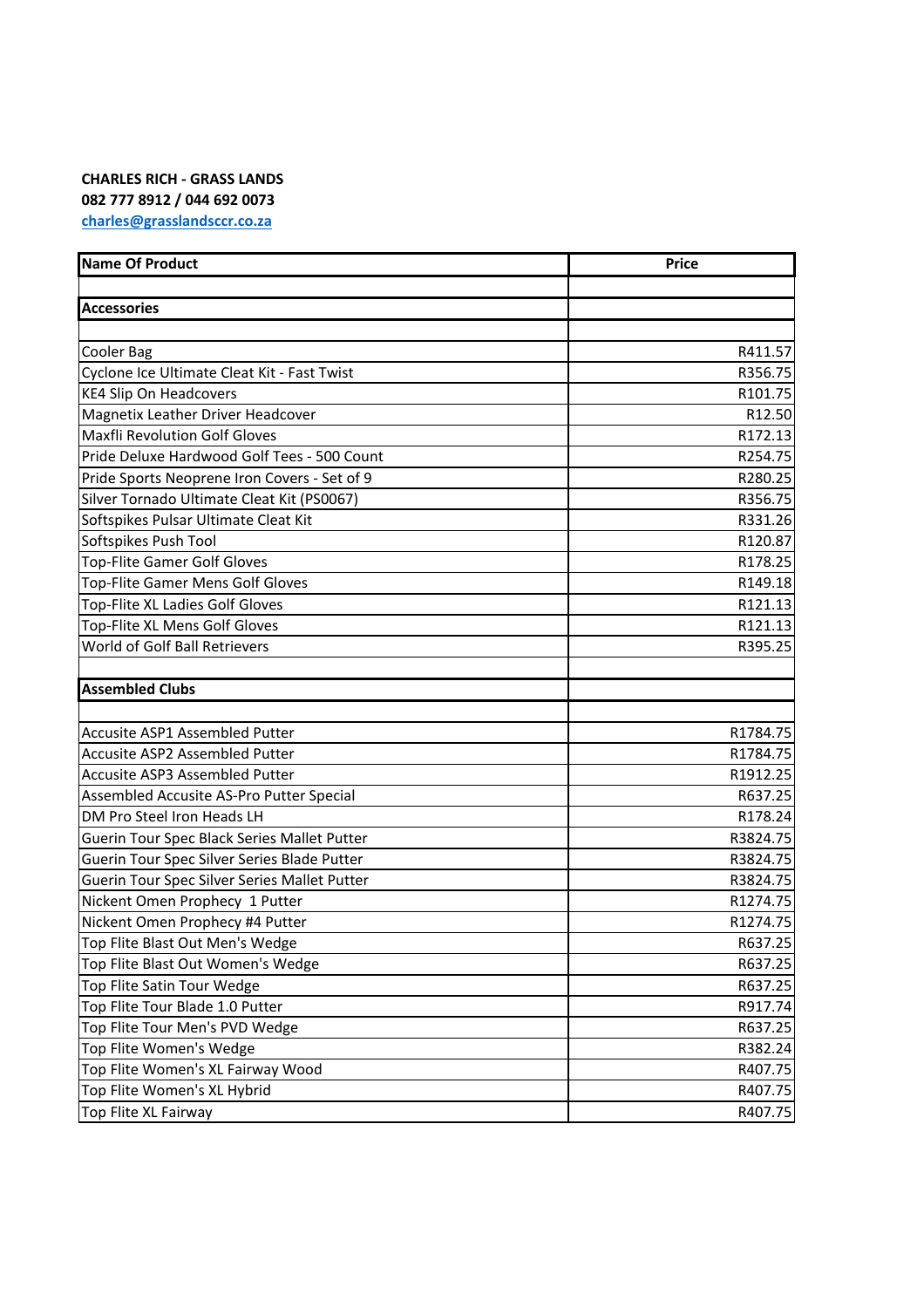**CHARLES RICH - GRASS LANDS**
**082 777 8912 / 044 692 0073**
[charles@grasslandsccr.co.za](mailto:charles@grasslandsccr.co.za)

| Name Of Product | Price |
|---|---|
| | |
| **Accessories** | |
| | |
| Cooler Bag | R411.57 |
| Cyclone Ice Ultimate Cleat Kit - Fast Twist | R356.75 |
| KE4 Slip On Headcovers | R101.75 |
| Magnetix Leather Driver Headcover | R12.50 |
| Maxfli Revolution Golf Gloves | R172.13 |
| Pride Deluxe Hardwood Golf Tees - 500 Count | R254.75 |
| Pride Sports Neoprene Iron Covers - Set of 9 | R280.25 |
| Silver Tornado Ultimate Cleat Kit (PS0067) | R356.75 |
| Softspikes Pulsar Ultimate Cleat Kit | R331.26 |
| Softspikes Push Tool | R120.87 |
| Top-Flite Gamer Golf Gloves | R178.25 |
| Top-Flite Gamer Mens Golf Gloves | R149.18 |
| Top-Flite XL Ladies Golf Gloves | R121.13 |
| Top-Flite XL Mens Golf Gloves | R121.13 |
| World of Golf Ball Retrievers | R395.25 |
| | |
| **Assembled Clubs** | |
| | |
| Accusite ASP1 Assembled Putter | R1784.75 |
| Accusite ASP2 Assembled Putter | R1784.75 |
| Accusite ASP3 Assembled Putter | R1912.25 |
| Assembled Accusite AS-Pro Putter Special | R637.25 |
| DM Pro Steel Iron Heads LH | R178.24 |
| Guerin Tour Spec Black Series Mallet Putter | R3824.75 |
| Guerin Tour Spec Silver Series Blade Putter | R3824.75 |
| Guerin Tour Spec Silver Series Mallet Putter | R3824.75 |
| Nickent Omen Prophecy 1 Putter | R1274.75 |
| Nickent Omen Prophecy #4 Putter | R1274.75 |
| Top Flite Blast Out Men's Wedge | R637.25 |
| Top Flite Blast Out Women's Wedge | R637.25 |
| Top Flite Satin Tour Wedge | R637.25 |
| Top Flite Tour Blade 1.0 Putter | R917.74 |
| Top Flite Tour Men's PVD Wedge | R637.25 |
| Top Flite Women's Wedge | R382.24 |
| Top Flite Women's XL Fairway Wood | R407.75 |
| Top Flite Women's XL Hybrid | R407.75 |
| Top Flite XL Fairway | R407.75 |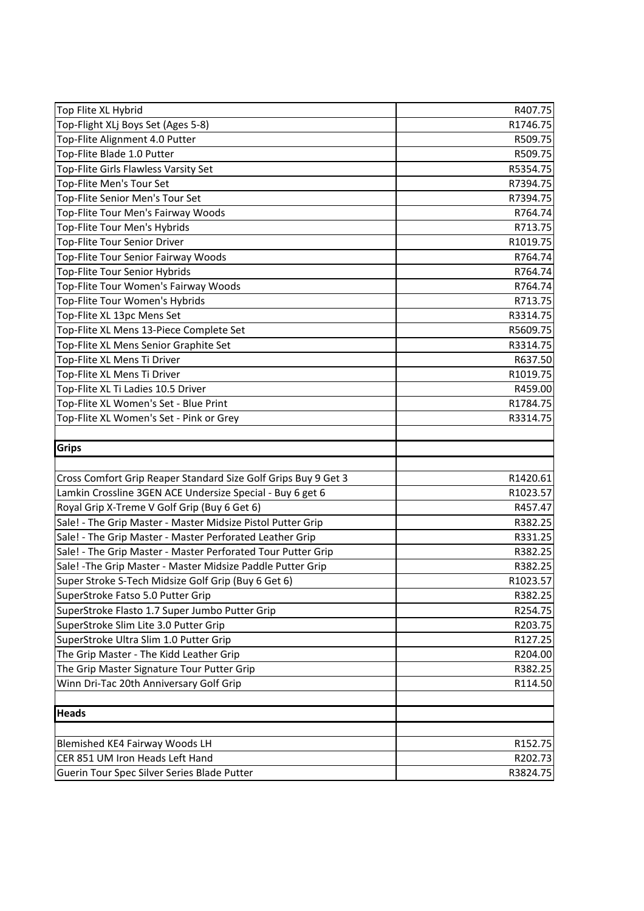| | |
|---|---|
| Top Flite XL Hybrid | R407.75 |
| Top-Flight XLj Boys Set (Ages 5-8) | R1746.75 |
| Top-Flite Alignment 4.0 Putter | R509.75 |
| Top-Flite Blade 1.0 Putter | R509.75 |
| Top-Flite Girls Flawless Varsity Set | R5354.75 |
| Top-Flite Men's Tour Set | R7394.75 |
| Top-Flite Senior Men's Tour Set | R7394.75 |
| Top-Flite Tour Men's Fairway Woods | R764.74 |
| Top-Flite Tour Men's Hybrids | R713.75 |
| Top-Flite Tour Senior Driver | R1019.75 |
| Top-Flite Tour Senior Fairway Woods | R764.74 |
| Top-Flite Tour Senior Hybrids | R764.74 |
| Top-Flite Tour Women's Fairway Woods | R764.74 |
| Top-Flite Tour Women's Hybrids | R713.75 |
| Top-Flite XL 13pc Mens Set | R3314.75 |
| Top-Flite XL Mens 13-Piece Complete Set | R5609.75 |
| Top-Flite XL Mens Senior Graphite Set | R3314.75 |
| Top-Flite XL Mens Ti Driver | R637.50 |
| Top-Flite XL Mens Ti Driver | R1019.75 |
| Top-Flite XL Ti Ladies 10.5 Driver | R459.00 |
| Top-Flite XL Women's Set - Blue Print | R1784.75 |
| Top-Flite XL Women's Set - Pink or Grey | R3314.75 |
| | |
| **Grips** | |
| | |
| Cross Comfort Grip Reaper Standard Size Golf Grips Buy 9 Get 3 | R1420.61 |
| Lamkin Crossline 3GEN ACE Undersize Special - Buy 6 get 6 | R1023.57 |
| Royal Grip X-Treme V Golf Grip (Buy 6 Get 6) | R457.47 |
| Sale! - The Grip Master - Master Midsize Pistol Putter Grip | R382.25 |
| Sale! - The Grip Master - Master Perforated Leather Grip | R331.25 |
| Sale! - The Grip Master - Master Perforated Tour Putter Grip | R382.25 |
| Sale! -The Grip Master - Master Midsize Paddle Putter Grip | R382.25 |
| Super Stroke S-Tech Midsize Golf Grip (Buy 6 Get 6) | R1023.57 |
| SuperStroke Fatso 5.0 Putter Grip | R382.25 |
| SuperStroke Flasto 1.7 Super Jumbo Putter Grip | R254.75 |
| SuperStroke Slim Lite 3.0 Putter Grip | R203.75 |
| SuperStroke Ultra Slim 1.0 Putter Grip | R127.25 |
| The Grip Master - The Kidd Leather Grip | R204.00 |
| The Grip Master Signature Tour Putter Grip | R382.25 |
| Winn Dri-Tac 20th Anniversary Golf Grip | R114.50 |
| | |
| **Heads** | |
| | |
| Blemished KE4 Fairway Woods LH | R152.75 |
| CER 851 UM Iron Heads Left Hand | R202.73 |
| Guerin Tour Spec Silver Series Blade Putter | R3824.75 |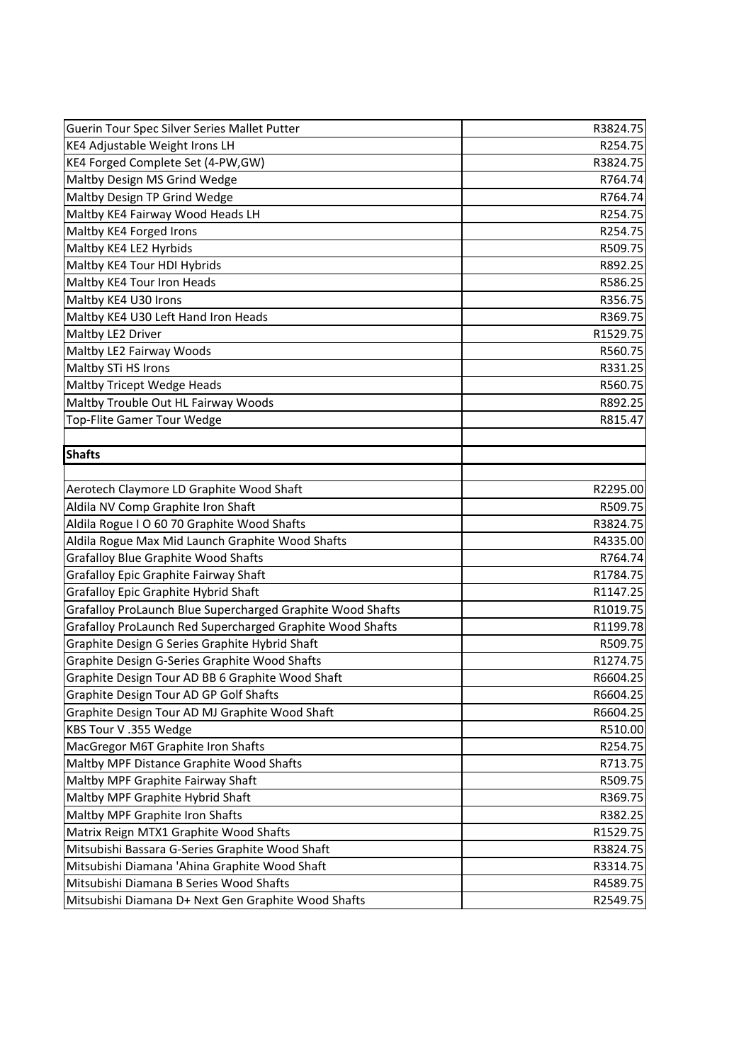| | |
|---|---|
| Guerin Tour Spec Silver Series Mallet Putter | R3824.75 |
| KE4 Adjustable Weight Irons LH | R254.75 |
| KE4 Forged Complete Set (4-PW,GW) | R3824.75 |
| Maltby Design MS Grind Wedge | R764.74 |
| Maltby Design TP Grind Wedge | R764.74 |
| Maltby KE4 Fairway Wood Heads LH | R254.75 |
| Maltby KE4 Forged Irons | R254.75 |
| Maltby KE4 LE2 Hyrbids | R509.75 |
| Maltby KE4 Tour HDI Hybrids | R892.25 |
| Maltby KE4 Tour Iron Heads | R586.25 |
| Maltby KE4 U30 Irons | R356.75 |
| Maltby KE4 U30 Left Hand Iron Heads | R369.75 |
| Maltby LE2 Driver | R1529.75 |
| Maltby LE2 Fairway Woods | R560.75 |
| Maltby STi HS Irons | R331.25 |
| Maltby Tricept Wedge Heads | R560.75 |
| Maltby Trouble Out HL Fairway Woods | R892.25 |
| Top-Flite Gamer Tour Wedge | R815.47 |
| | |
| **Shafts** | |
| | |
| Aerotech Claymore LD Graphite Wood Shaft | R2295.00 |
| Aldila NV Comp Graphite Iron Shaft | R509.75 |
| Aldila Rogue I O 60 70 Graphite Wood Shafts | R3824.75 |
| Aldila Rogue Max Mid Launch Graphite Wood Shafts | R4335.00 |
| Grafalloy Blue Graphite Wood Shafts | R764.74 |
| Grafalloy Epic Graphite Fairway Shaft | R1784.75 |
| Grafalloy Epic Graphite Hybrid Shaft | R1147.25 |
| Grafalloy ProLaunch Blue Supercharged Graphite Wood Shafts | R1019.75 |
| Grafalloy ProLaunch Red Supercharged Graphite Wood Shafts | R1199.78 |
| Graphite Design G Series Graphite Hybrid Shaft | R509.75 |
| Graphite Design G-Series Graphite Wood Shafts | R1274.75 |
| Graphite Design Tour AD BB 6 Graphite Wood Shaft | R6604.25 |
| Graphite Design Tour AD GP Golf Shafts | R6604.25 |
| Graphite Design Tour AD MJ Graphite Wood Shaft | R6604.25 |
| KBS Tour V .355 Wedge | R510.00 |
| MacGregor M6T Graphite Iron Shafts | R254.75 |
| Maltby MPF Distance Graphite Wood Shafts | R713.75 |
| Maltby MPF Graphite Fairway Shaft | R509.75 |
| Maltby MPF Graphite Hybrid Shaft | R369.75 |
| Maltby MPF Graphite Iron Shafts | R382.25 |
| Matrix Reign MTX1 Graphite Wood Shafts | R1529.75 |
| Mitsubishi Bassara G-Series Graphite Wood Shaft | R3824.75 |
| Mitsubishi Diamana 'Ahina Graphite Wood Shaft | R3314.75 |
| Mitsubishi Diamana B Series Wood Shafts | R4589.75 |
| Mitsubishi Diamana D+ Next Gen Graphite Wood Shafts | R2549.75 |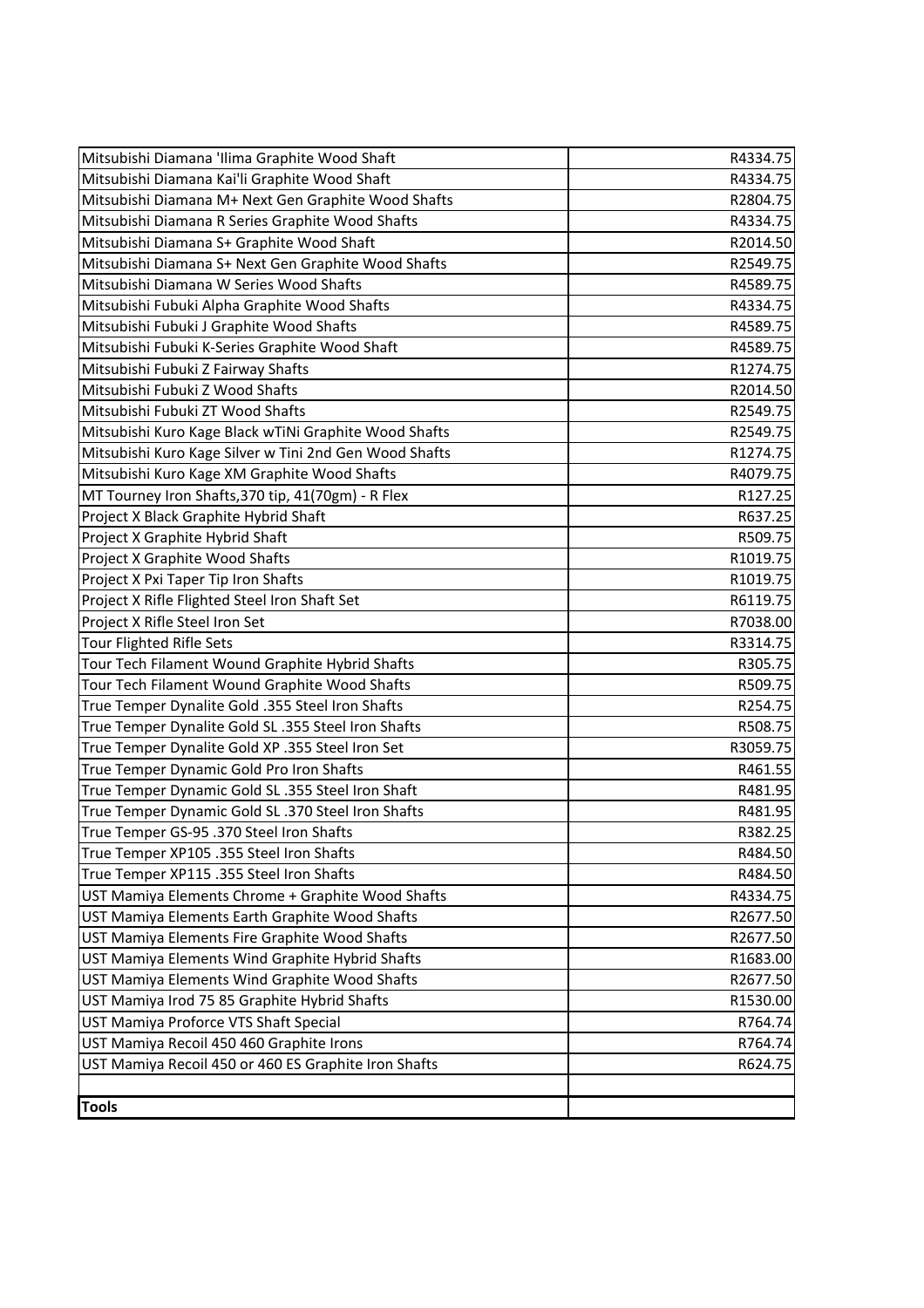| | |
|---|---|
| Mitsubishi Diamana 'Ilima Graphite Wood Shaft | R4334.75 |
| Mitsubishi Diamana Kai'li Graphite Wood Shaft | R4334.75 |
| Mitsubishi Diamana M+ Next Gen Graphite Wood Shafts | R2804.75 |
| Mitsubishi Diamana R Series Graphite Wood Shafts | R4334.75 |
| Mitsubishi Diamana S+ Graphite Wood Shaft | R2014.50 |
| Mitsubishi Diamana S+ Next Gen Graphite Wood Shafts | R2549.75 |
| Mitsubishi Diamana W Series Wood Shafts | R4589.75 |
| Mitsubishi Fubuki Alpha Graphite Wood Shafts | R4334.75 |
| Mitsubishi Fubuki J Graphite Wood Shafts | R4589.75 |
| Mitsubishi Fubuki K-Series Graphite Wood Shaft | R4589.75 |
| Mitsubishi Fubuki Z Fairway Shafts | R1274.75 |
| Mitsubishi Fubuki Z Wood Shafts | R2014.50 |
| Mitsubishi Fubuki ZT Wood Shafts | R2549.75 |
| Mitsubishi Kuro Kage Black wTiNi Graphite Wood Shafts | R2549.75 |
| Mitsubishi Kuro Kage Silver w Tini 2nd Gen Wood Shafts | R1274.75 |
| Mitsubishi Kuro Kage XM Graphite Wood Shafts | R4079.75 |
| MT Tourney Iron Shafts,370 tip, 41(70gm) - R Flex | R127.25 |
| Project X Black Graphite Hybrid Shaft | R637.25 |
| Project X Graphite Hybrid Shaft | R509.75 |
| Project X Graphite Wood Shafts | R1019.75 |
| Project X Pxi Taper Tip Iron Shafts | R1019.75 |
| Project X Rifle Flighted Steel Iron Shaft Set | R6119.75 |
| Project X Rifle Steel Iron Set | R7038.00 |
| Tour Flighted Rifle Sets | R3314.75 |
| Tour Tech Filament Wound Graphite Hybrid Shafts | R305.75 |
| Tour Tech Filament Wound Graphite Wood Shafts | R509.75 |
| True Temper Dynalite Gold .355 Steel Iron Shafts | R254.75 |
| True Temper Dynalite Gold SL .355 Steel Iron Shafts | R508.75 |
| True Temper Dynalite Gold XP .355 Steel Iron Set | R3059.75 |
| True Temper Dynamic Gold Pro Iron Shafts | R461.55 |
| True Temper Dynamic Gold SL .355 Steel Iron Shaft | R481.95 |
| True Temper Dynamic Gold SL .370 Steel Iron Shafts | R481.95 |
| True Temper GS-95 .370 Steel Iron Shafts | R382.25 |
| True Temper XP105 .355 Steel Iron Shafts | R484.50 |
| True Temper XP115 .355 Steel Iron Shafts | R484.50 |
| UST Mamiya Elements Chrome + Graphite Wood Shafts | R4334.75 |
| UST Mamiya Elements Earth Graphite Wood Shafts | R2677.50 |
| UST Mamiya Elements Fire Graphite Wood Shafts | R2677.50 |
| UST Mamiya Elements Wind Graphite Hybrid Shafts | R1683.00 |
| UST Mamiya Elements Wind Graphite Wood Shafts | R2677.50 |
| UST Mamiya Irod 75 85 Graphite Hybrid Shafts | R1530.00 |
| UST Mamiya Proforce VTS Shaft Special | R764.74 |
| UST Mamiya Recoil 450 460 Graphite Irons | R764.74 |
| UST Mamiya Recoil 450 or 460 ES Graphite Iron Shafts | R624.75 |
| | |
| **Tools** | |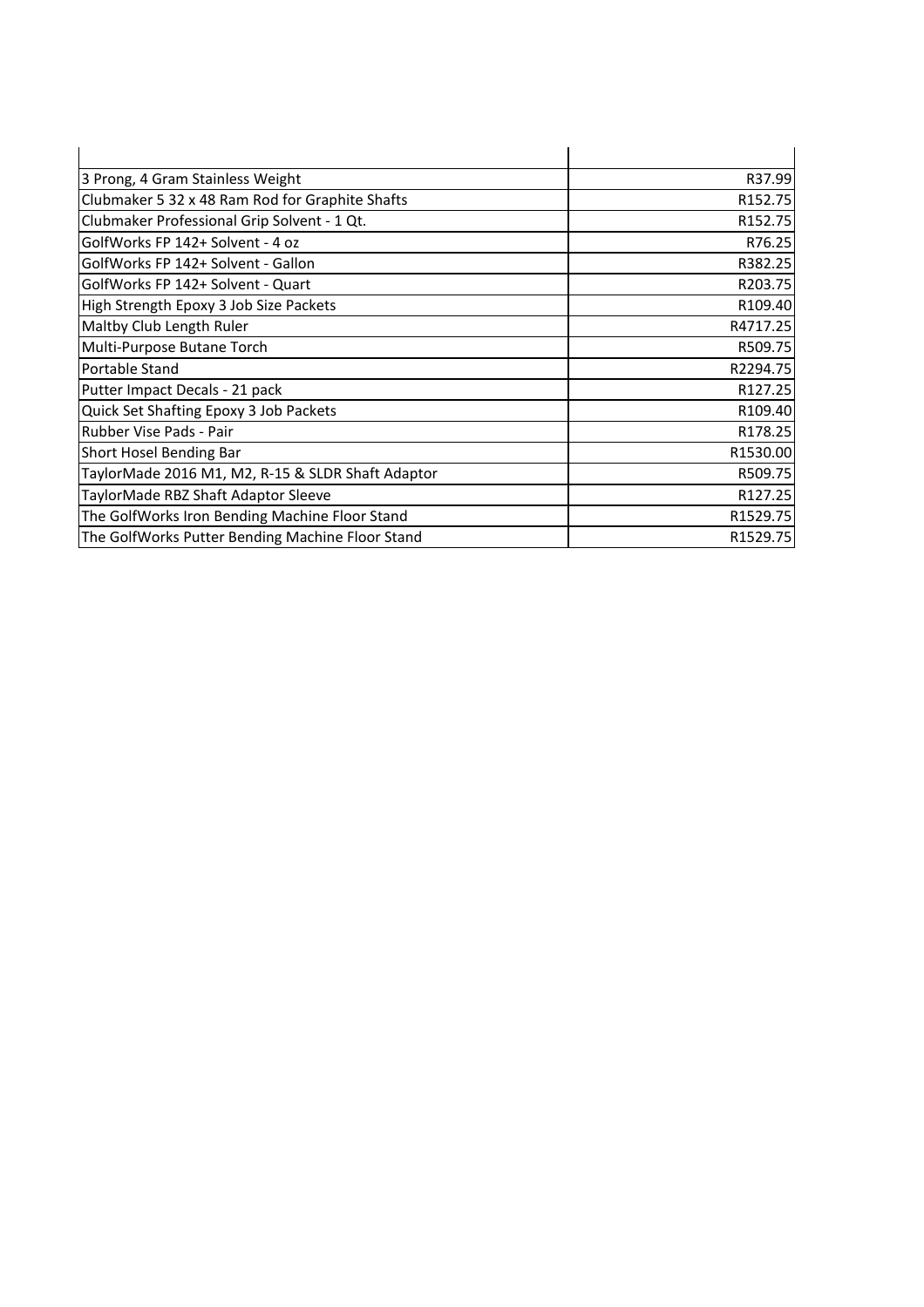| | |
|---|---|
| 3 Prong, 4 Gram Stainless Weight | R37.99 |
| Clubmaker 5 32 x 48 Ram Rod for Graphite Shafts | R152.75 |
| Clubmaker Professional Grip Solvent - 1 Qt. | R152.75 |
| GolfWorks FP 142+ Solvent - 4 oz | R76.25 |
| GolfWorks FP 142+ Solvent - Gallon | R382.25 |
| GolfWorks FP 142+ Solvent - Quart | R203.75 |
| High Strength Epoxy 3 Job Size Packets | R109.40 |
| Maltby Club Length Ruler | R4717.25 |
| Multi-Purpose Butane Torch | R509.75 |
| Portable Stand | R2294.75 |
| Putter Impact Decals - 21 pack | R127.25 |
| Quick Set Shafting Epoxy 3 Job Packets | R109.40 |
| Rubber Vise Pads - Pair | R178.25 |
| Short Hosel Bending Bar | R1530.00 |
| TaylorMade 2016 M1, M2, R-15 & SLDR Shaft Adaptor | R509.75 |
| TaylorMade RBZ Shaft Adaptor Sleeve | R127.25 |
| The GolfWorks Iron Bending Machine Floor Stand | R1529.75 |
| The GolfWorks Putter Bending Machine Floor Stand | R1529.75 |